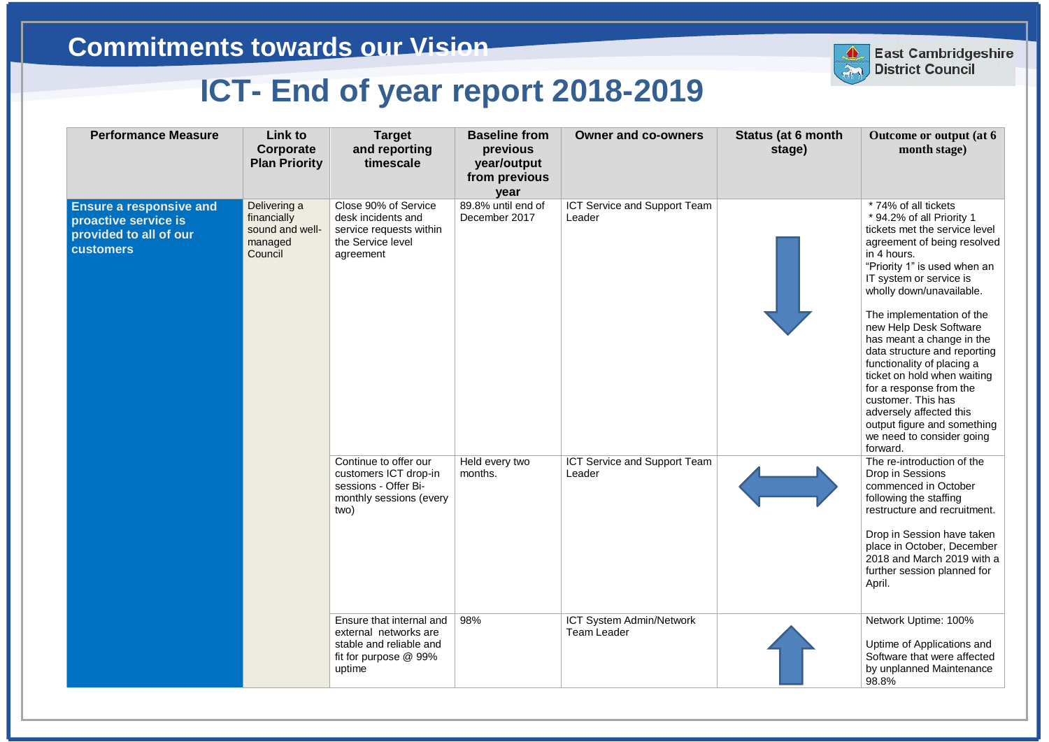# Commitments towards our Vision

East Cambridgeshire District Council

## ICT- End of year report 2018-2019

| Performance Measure | Link to Corporate Plan Priority | Target and reporting timescale | Baseline from previous year/output from previous year | Owner and co-owners | Status (at 6 month stage) | Outcome or output (at 6 month stage) |
|---|---|---|---|---|---|---|
| **Ensure a responsive and proactive service is provided to all of our customers** | Delivering a financially sound and well-managed Council | Close 90% of Service desk incidents and service requests within the Service level agreement | 89.8% until end of December 2017 | ICT Service and Support Team Leader | ↓ | * 74% of all tickets<br>* 94.2% of all Priority 1 tickets met the service level agreement of being resolved in 4 hours.<br>"Priority 1" is used when an IT system or service is wholly down/unavailable.<br><br>The implementation of the new Help Desk Software has meant a change in the data structure and reporting functionality of placing a ticket on hold when waiting for a response from the customer. This has adversely affected this output figure and something we need to consider going forward. |
| | | Continue to offer our customers ICT drop-in sessions - Offer Bi-monthly sessions (every two) | Held every two months. | ICT Service and Support Team Leader | ↔ | The re-introduction of the Drop in Sessions commenced in October following the staffing restructure and recruitment.<br><br>Drop in Session have taken place in October, December 2018 and March 2019 with a further session planned for April. |
| | | Ensure that internal and external networks are stable and reliable and fit for purpose @ 99% uptime | 98% | ICT System Admin/Network Team Leader | ↑ | Network Uptime: 100%<br><br>Uptime of Applications and Software that were affected by unplanned Maintenance 98.8% |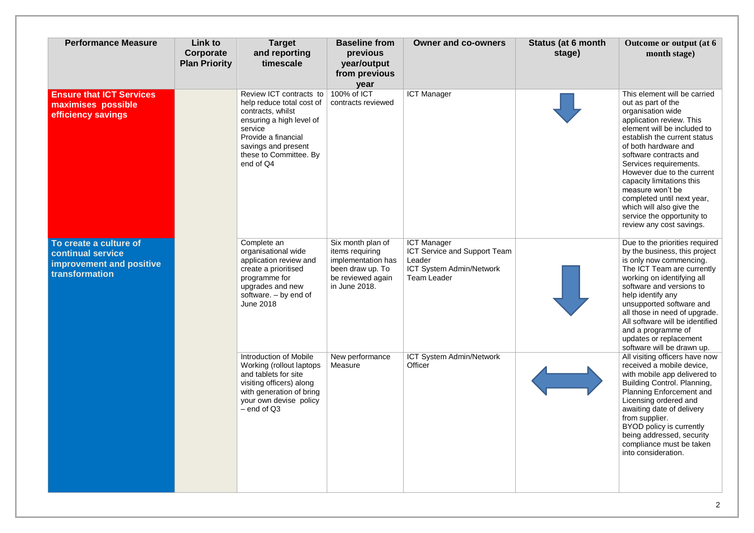| Performance Measure | Link to Corporate Plan Priority | Target and reporting timescale | Baseline from previous year/output from previous year | Owner and co-owners | Status (at 6 month stage) | Outcome or output (at 6 month stage) |
|---|---|---|---|---|---|---|
| **Ensure that ICT Services maximises possible efficiency savings** | | Review ICT contracts to help reduce total cost of contracts, whilst ensuring a high level of service<br>Provide a financial savings and present these to Committee. By end of Q4 | 100% of ICT contracts reviewed | ICT Manager | ↓ | This element will be carried out as part of the organisation wide application review. This element will be included to establish the current status of both hardware and software contracts and Services requirements. However due to the current capacity limitations this measure won't be completed until next year, which will also give the service the opportunity to review any cost savings. |
| **To create a culture of continual service improvement and positive transformation** | | Complete an organisational wide application review and create a prioritised programme for upgrades and new software. – by end of June 2018 | Six month plan of items requiring implementation has been draw up. To be reviewed again in June 2018. | ICT Manager<br>ICT Service and Support Team Leader<br>ICT System Admin/Network Team Leader | ↓ | Due to the priorities required by the business, this project is only now commencing. The ICT Team are currently working on identifying all software and versions to help identify any unsupported software and all those in need of upgrade. All software will be identified and a programme of updates or replacement software will be drawn up. |
| | | Introduction of Mobile Working (rollout laptops and tablets for site visiting officers) along with generation of bring your own devise policy – end of Q3 | New performance Measure | ICT System Admin/Network Officer | ↔ | All visiting officers have now received a mobile device, with mobile app delivered to Building Control. Planning, Planning Enforcement and Licensing ordered and awaiting date of delivery from supplier.<br>BYOD policy is currently being addressed, security compliance must be taken into consideration. |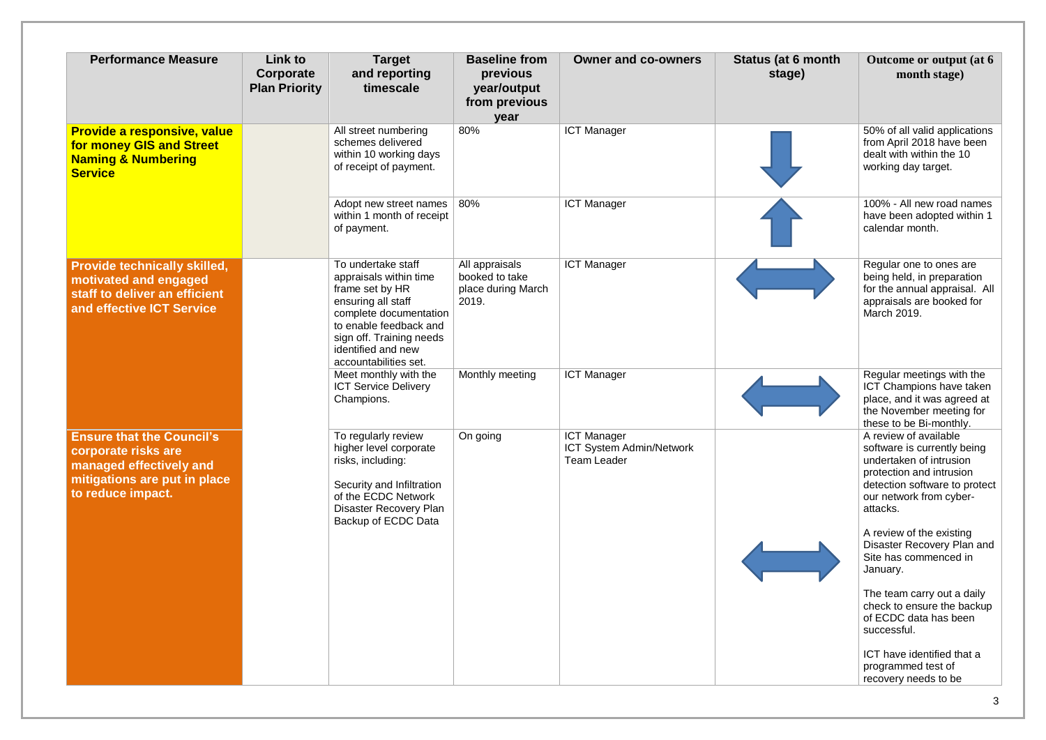| Performance Measure | Link to Corporate Plan Priority | Target and reporting timescale | Baseline from previous year/output from previous year | Owner and co-owners | Status (at 6 month stage) | Outcome or output (at 6 month stage) |
|---|---|---|---|---|---|---|
| **Provide a responsive, value for money GIS and Street Naming & Numbering Service** | | All street numbering schemes delivered within 10 working days of receipt of payment. | 80% | ICT Manager | ↓ | 50% of all valid applications from April 2018 have been dealt with within the 10 working day target. |
| | | Adopt new street names within 1 month of receipt of payment. | 80% | ICT Manager | ↑ | 100% - All new road names have been adopted within 1 calendar month. |
| **Provide technically skilled, motivated and engaged staff to deliver an efficient and effective ICT Service** | | To undertake staff appraisals within time frame set by HR ensuring all staff complete documentation to enable feedback and sign off. Training needs identified and new accountabilities set. | All appraisals booked to take place during March 2019. | ICT Manager | ↔ | Regular one to ones are being held, in preparation for the annual appraisal. All appraisals are booked for March 2019. |
| | | Meet monthly with the ICT Service Delivery Champions. | Monthly meeting | ICT Manager | ↔ | Regular meetings with the ICT Champions have taken place, and it was agreed at the November meeting for these to be Bi-monthly. |
| **Ensure that the Council's corporate risks are managed effectively and mitigations are put in place to reduce impact.** | | To regularly review higher level corporate risks, including:<br><br>Security and Infiltration of the ECDC Network<br>Disaster Recovery Plan<br>Backup of ECDC Data | On going | ICT Manager<br>ICT System Admin/Network Team Leader | ↔ | A review of available software is currently being undertaken of intrusion protection and intrusion detection software to protect our network from cyber-attacks.<br><br>A review of the existing Disaster Recovery Plan and Site has commenced in January.<br><br>The team carry out a daily check to ensure the backup of ECDC data has been successful.<br><br>ICT have identified that a programmed test of recovery needs to be |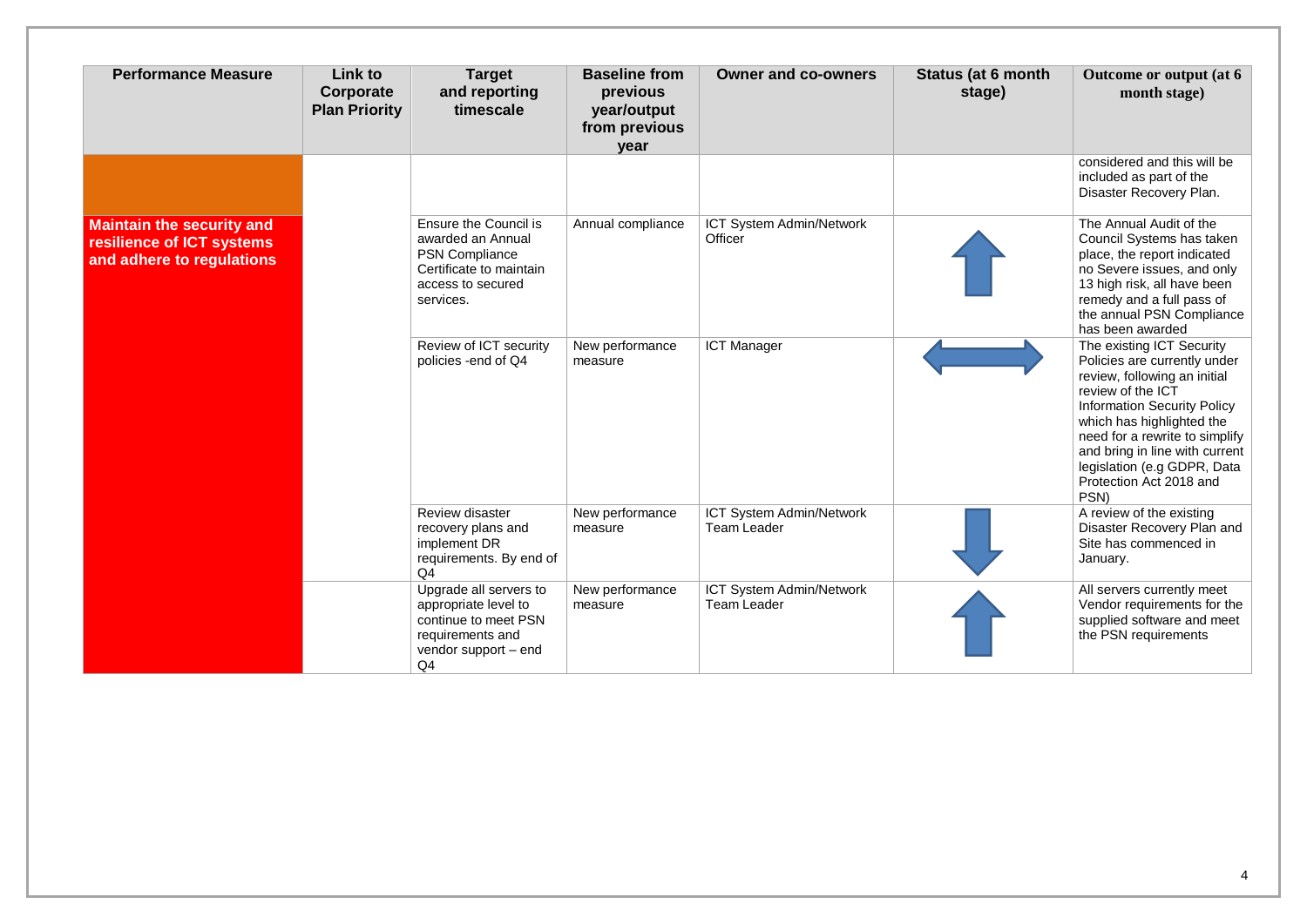| Performance Measure | Link to Corporate Plan Priority | Target and reporting timescale | Baseline from previous year/output from previous year | Owner and co-owners | Status (at 6 month stage) | Outcome or output (at 6 month stage) |
|---|---|---|---|---|---|---|
| | | | | | | considered and this will be included as part of the Disaster Recovery Plan. |
| **Maintain the security and resilience of ICT systems and adhere to regulations** | | Ensure the Council is awarded an Annual PSN Compliance Certificate to maintain access to secured services. | Annual compliance | ICT System Admin/Network Officer | ↑ | The Annual Audit of the Council Systems has taken place, the report indicated no Severe issues, and only 13 high risk, all have been remedy and a full pass of the annual PSN Compliance has been awarded |
| | | Review of ICT security policies -end of Q4 | New performance measure | ICT Manager | ↔ | The existing ICT Security Policies are currently under review, following an initial review of the ICT Information Security Policy which has highlighted the need for a rewrite to simplify and bring in line with current legislation (e.g GDPR, Data Protection Act 2018 and PSN) |
| | | Review disaster recovery plans and implement DR requirements. By end of Q4 | New performance measure | ICT System Admin/Network Team Leader | ↓ | A review of the existing Disaster Recovery Plan and Site has commenced in January. |
| | | Upgrade all servers to appropriate level to continue to meet PSN requirements and vendor support – end Q4 | New performance measure | ICT System Admin/Network Team Leader | ↑ | All servers currently meet Vendor requirements for the supplied software and meet the PSN requirements |